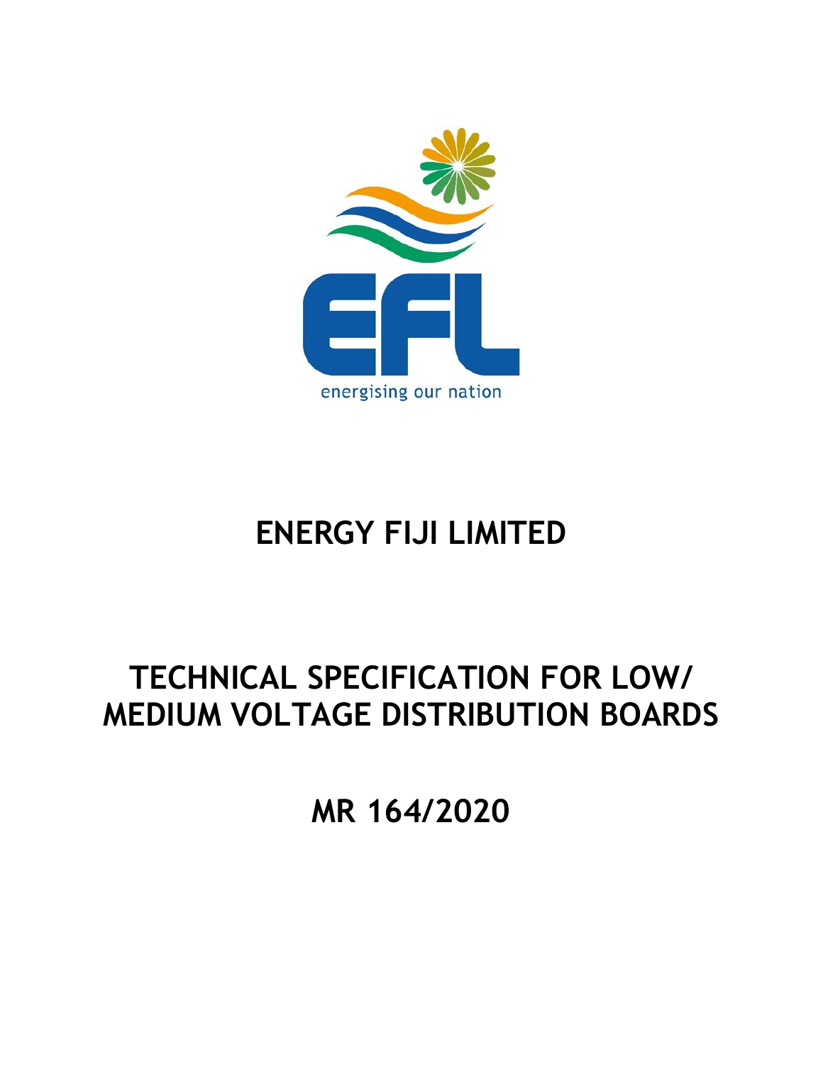EFL

energising our nation

# ENERGY FIJI LIMITED

# TECHNICAL SPECIFICATION FOR LOW/ MEDIUM VOLTAGE DISTRIBUTION BOARDS

# MR 164/2020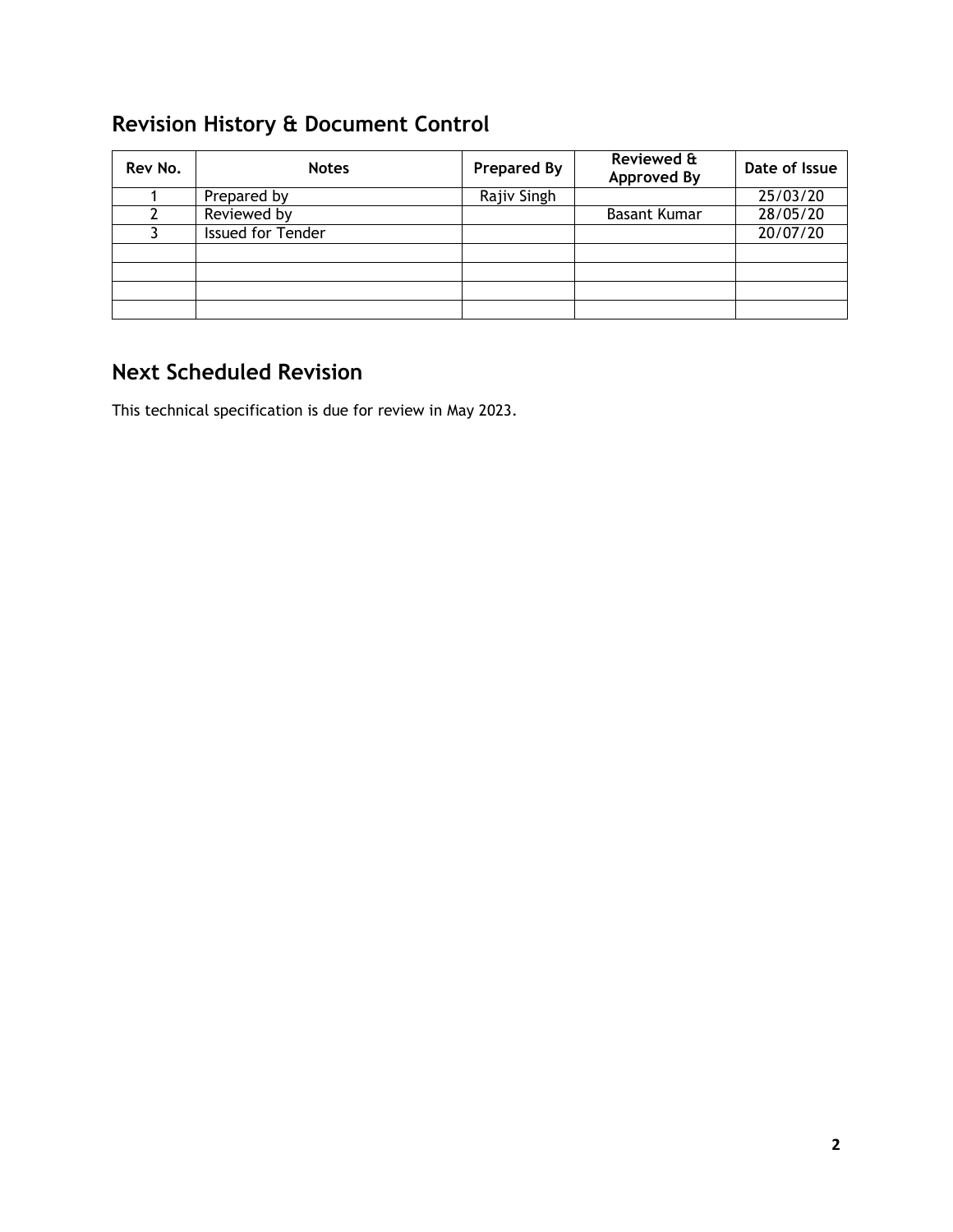## Revision History & Document Control

| Rev No. | Notes | Prepared By | Reviewed & Approved By | Date of Issue |
|---|---|---|---|---|
| 1 | Prepared by | Rajiv Singh | | 25/03/20 |
| 2 | Reviewed by | | Basant Kumar | 28/05/20 |
| 3 | Issued for Tender | | | 20/07/20 |
| | | | | |
| | | | | |
| | | | | |
| | | | | |

## Next Scheduled Revision

This technical specification is due for review in May 2023.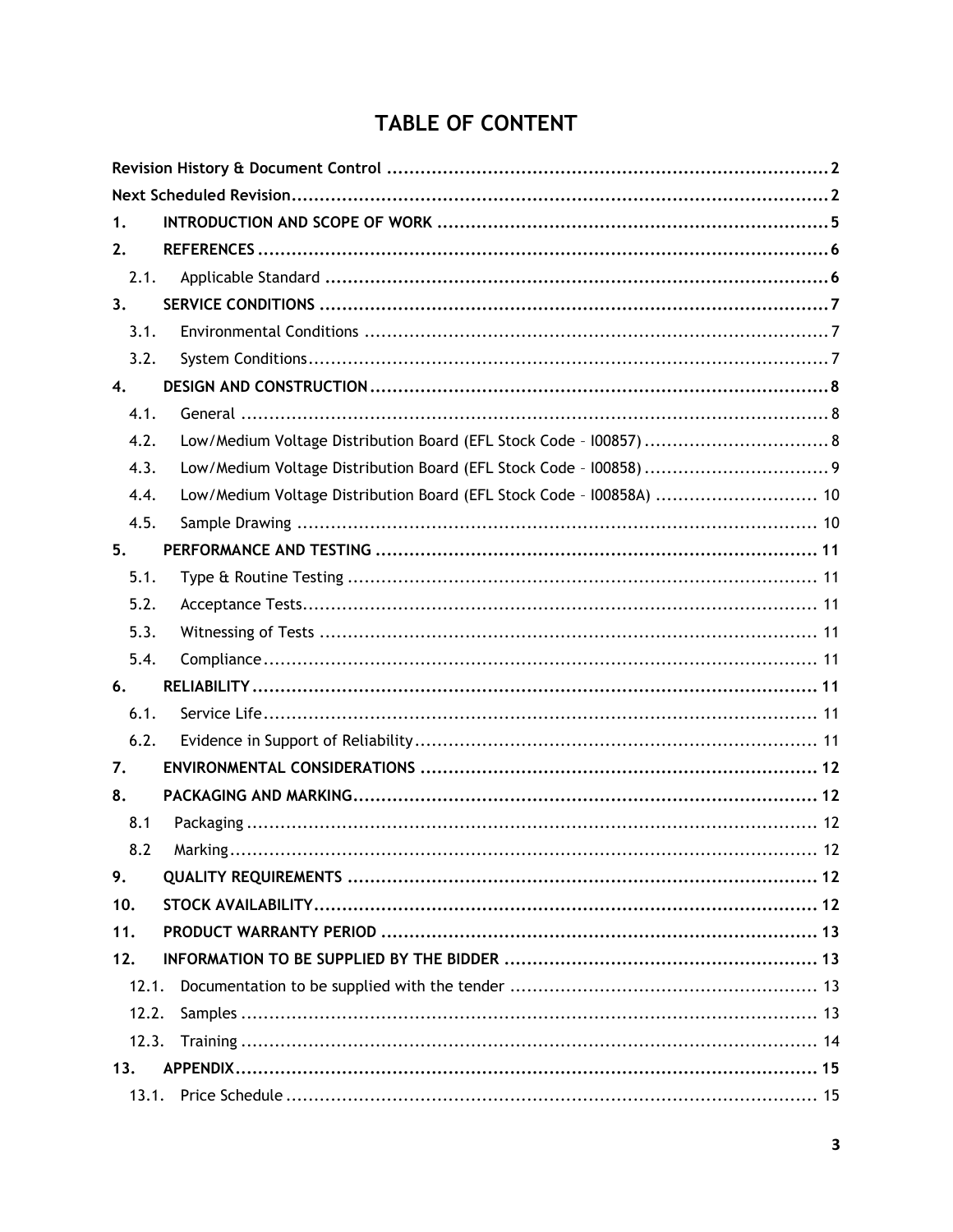# TABLE OF CONTENT

**Revision History & Document Control** ........ 2

**Next Scheduled Revision** ........ 2

**1. INTRODUCTION AND SCOPE OF WORK** ........ 5

**2. REFERENCES** ........ 6

- 2.1. Applicable Standard ........ 6

**3. SERVICE CONDITIONS** ........ 7

- 3.1. Environmental Conditions ........ 7
- 3.2. System Conditions ........ 7

**4. DESIGN AND CONSTRUCTION** ........ 8

- 4.1. General ........ 8
- 4.2. Low/Medium Voltage Distribution Board (EFL Stock Code – I00857) ........ 8
- 4.3. Low/Medium Voltage Distribution Board (EFL Stock Code – I00858) ........ 9
- 4.4. Low/Medium Voltage Distribution Board (EFL Stock Code – I00858A) ........ 10
- 4.5. Sample Drawing ........ 10

**5. PERFORMANCE AND TESTING** ........ 11

- 5.1. Type & Routine Testing ........ 11
- 5.2. Acceptance Tests ........ 11
- 5.3. Witnessing of Tests ........ 11
- 5.4. Compliance ........ 11

**6. RELIABILITY** ........ 11

- 6.1. Service Life ........ 11
- 6.2. Evidence in Support of Reliability ........ 11

**7. ENVIRONMENTAL CONSIDERATIONS** ........ 12

**8. PACKAGING AND MARKING** ........ 12

- 8.1 Packaging ........ 12
- 8.2 Marking ........ 12

**9. QUALITY REQUIREMENTS** ........ 12

**10. STOCK AVAILABILITY** ........ 12

**11. PRODUCT WARRANTY PERIOD** ........ 13

**12. INFORMATION TO BE SUPPLIED BY THE BIDDER** ........ 13

- 12.1. Documentation to be supplied with the tender ........ 13
- 12.2. Samples ........ 13
- 12.3. Training ........ 14

**13. APPENDIX** ........ 15

- 13.1. Price Schedule ........ 15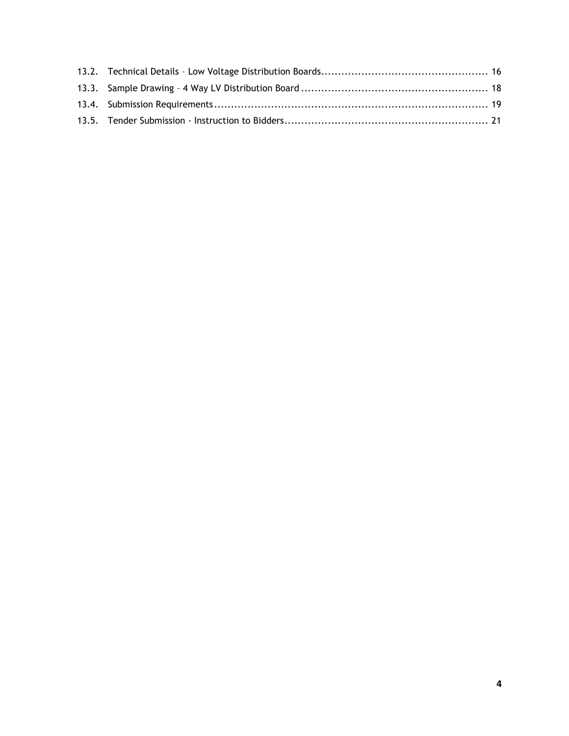13.2. Technical Details – Low Voltage Distribution Boards........................................................ 16

13.3. Sample Drawing – 4 Way LV Distribution Board ........................................................ 18

13.4. Submission Requirements........................................................................................ 19

13.5. Tender Submission - Instruction to Bidders............................................................... 21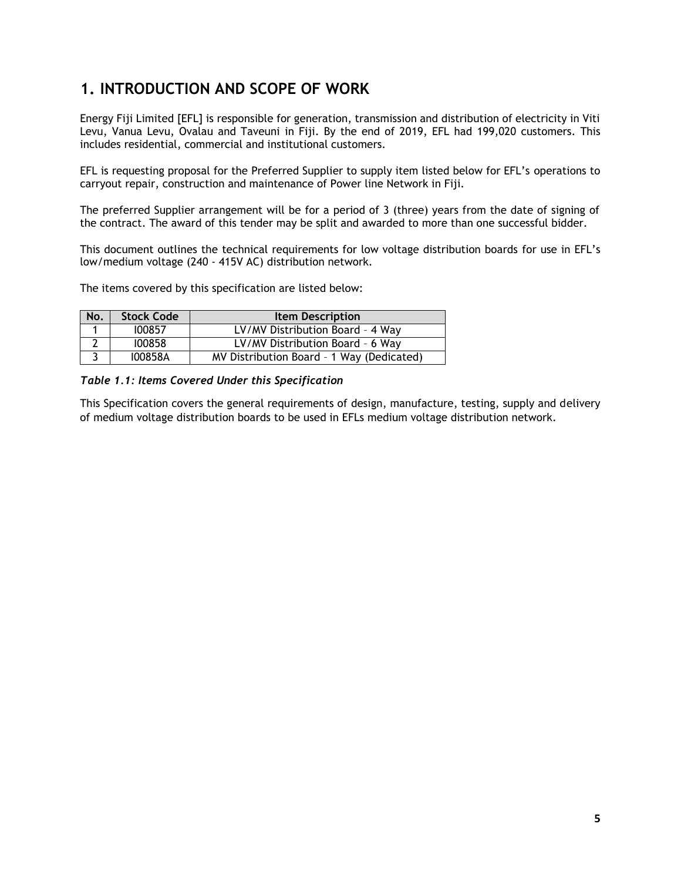# 1. INTRODUCTION AND SCOPE OF WORK

Energy Fiji Limited [EFL] is responsible for generation, transmission and distribution of electricity in Viti Levu, Vanua Levu, Ovalau and Taveuni in Fiji. By the end of 2019, EFL had 199,020 customers. This includes residential, commercial and institutional customers.

EFL is requesting proposal for the Preferred Supplier to supply item listed below for EFL's operations to carryout repair, construction and maintenance of Power line Network in Fiji.

The preferred Supplier arrangement will be for a period of 3 (three) years from the date of signing of the contract. The award of this tender may be split and awarded to more than one successful bidder.

This document outlines the technical requirements for low voltage distribution boards for use in EFL's low/medium voltage (240 - 415V AC) distribution network.

The items covered by this specification are listed below:

| No. | Stock Code | Item Description |
|---|---|---|
| 1 | I00857 | LV/MV Distribution Board – 4 Way |
| 2 | I00858 | LV/MV Distribution Board – 6 Way |
| 3 | I00858A | MV Distribution Board – 1 Way (Dedicated) |

***Table 1.1: Items Covered Under this Specification***

This Specification covers the general requirements of design, manufacture, testing, supply and delivery of medium voltage distribution boards to be used in EFLs medium voltage distribution network.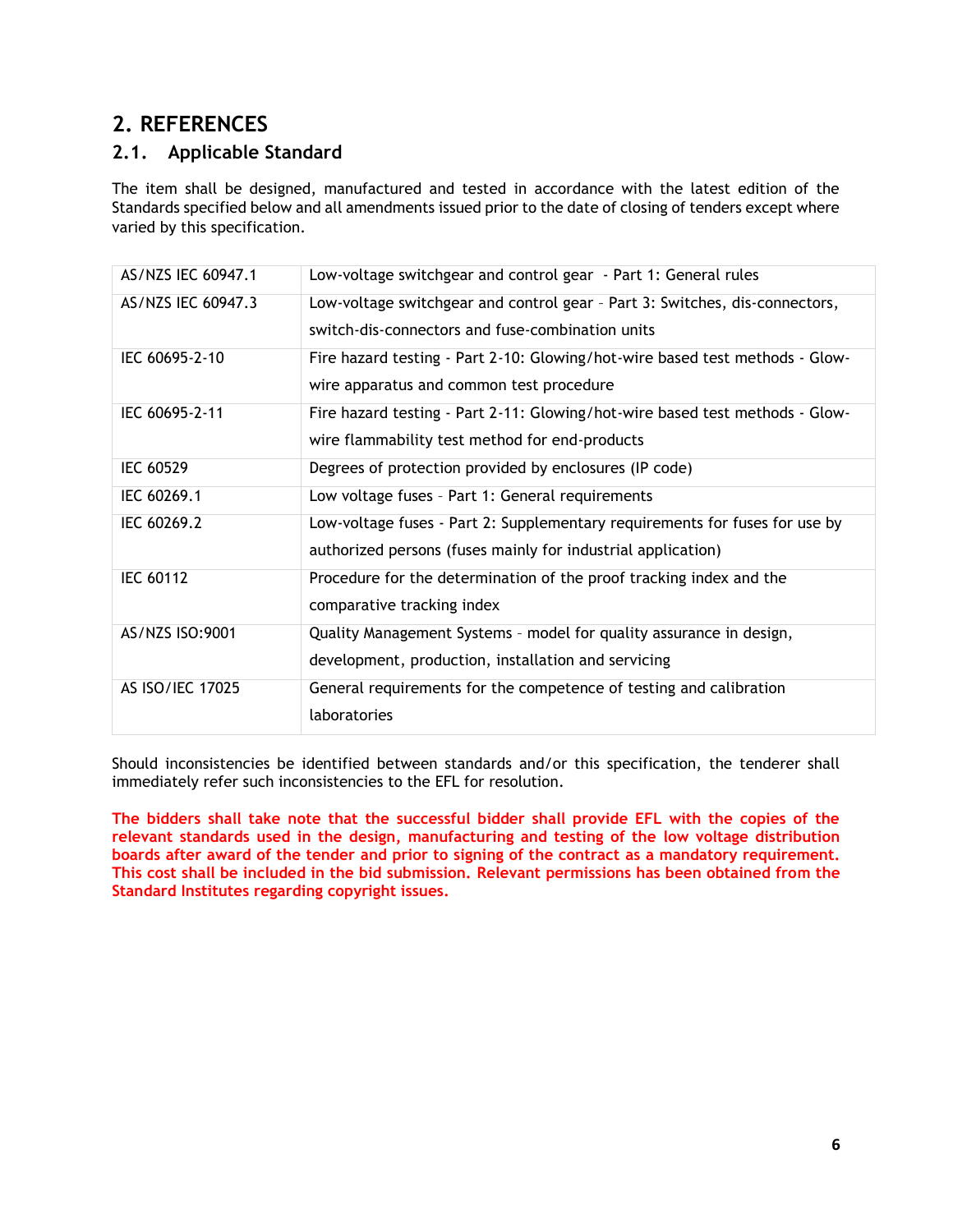# 2. REFERENCES

## 2.1. Applicable Standard

The item shall be designed, manufactured and tested in accordance with the latest edition of the Standards specified below and all amendments issued prior to the date of closing of tenders except where varied by this specification.

| | |
|---|---|
| AS/NZS IEC 60947.1 | Low-voltage switchgear and control gear - Part 1: General rules |
| AS/NZS IEC 60947.3 | Low-voltage switchgear and control gear – Part 3: Switches, dis-connectors, switch-dis-connectors and fuse-combination units |
| IEC 60695-2-10 | Fire hazard testing - Part 2-10: Glowing/hot-wire based test methods - Glow-wire apparatus and common test procedure |
| IEC 60695-2-11 | Fire hazard testing - Part 2-11: Glowing/hot-wire based test methods - Glow-wire flammability test method for end-products |
| IEC 60529 | Degrees of protection provided by enclosures (IP code) |
| IEC 60269.1 | Low voltage fuses – Part 1: General requirements |
| IEC 60269.2 | Low-voltage fuses - Part 2: Supplementary requirements for fuses for use by authorized persons (fuses mainly for industrial application) |
| IEC 60112 | Procedure for the determination of the proof tracking index and the comparative tracking index |
| AS/NZS ISO:9001 | Quality Management Systems – model for quality assurance in design, development, production, installation and servicing |
| AS ISO/IEC 17025 | General requirements for the competence of testing and calibration laboratories |

Should inconsistencies be identified between standards and/or this specification, the tenderer shall immediately refer such inconsistencies to the EFL for resolution.

**The bidders shall take note that the successful bidder shall provide EFL with the copies of the relevant standards used in the design, manufacturing and testing of the low voltage distribution boards after award of the tender and prior to signing of the contract as a mandatory requirement. This cost shall be included in the bid submission. Relevant permissions has been obtained from the Standard Institutes regarding copyright issues.**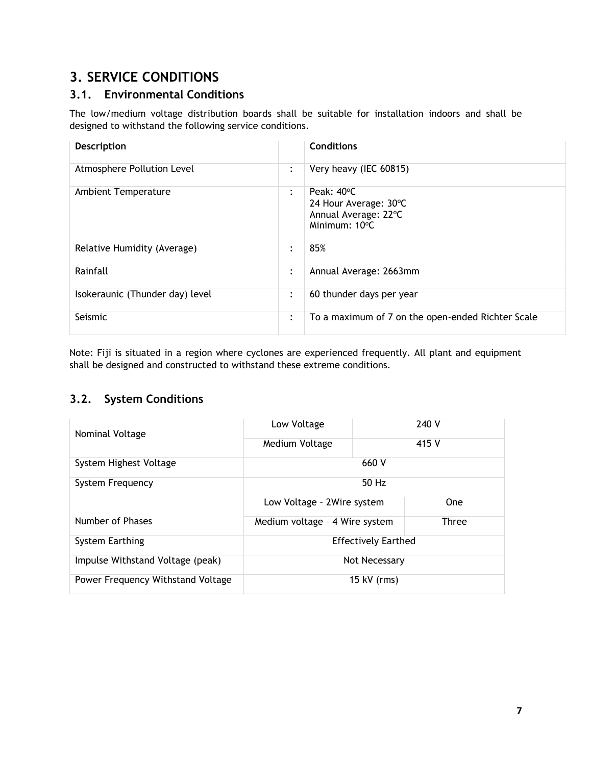# 3. SERVICE CONDITIONS

## 3.1. Environmental Conditions

The low/medium voltage distribution boards shall be suitable for installation indoors and shall be designed to withstand the following service conditions.

| Description | | Conditions |
|---|---|---|
| Atmosphere Pollution Level | : | Very heavy (IEC 60815) |
| Ambient Temperature | : | Peak: 40ºC<br>24 Hour Average: 30ºC<br>Annual Average: 22ºC<br>Minimum: 10ºC |
| Relative Humidity (Average) | : | 85% |
| Rainfall | : | Annual Average: 2663mm |
| Isokeraunic (Thunder day) level | : | 60 thunder days per year |
| Seismic | : | To a maximum of 7 on the open-ended Richter Scale |

Note: Fiji is situated in a region where cyclones are experienced frequently. All plant and equipment shall be designed and constructed to withstand these extreme conditions.

## 3.2. System Conditions

| | | |
|---|---|---|
| Nominal Voltage | Low Voltage | 240 V |
| | Medium Voltage | 415 V |
| System Highest Voltage | 660 V | |
| System Frequency | 50 Hz | |
| Number of Phases | Low Voltage – 2Wire system | One |
| | Medium voltage – 4 Wire system | Three |
| System Earthing | Effectively Earthed | |
| Impulse Withstand Voltage (peak) | Not Necessary | |
| Power Frequency Withstand Voltage | 15 kV (rms) | |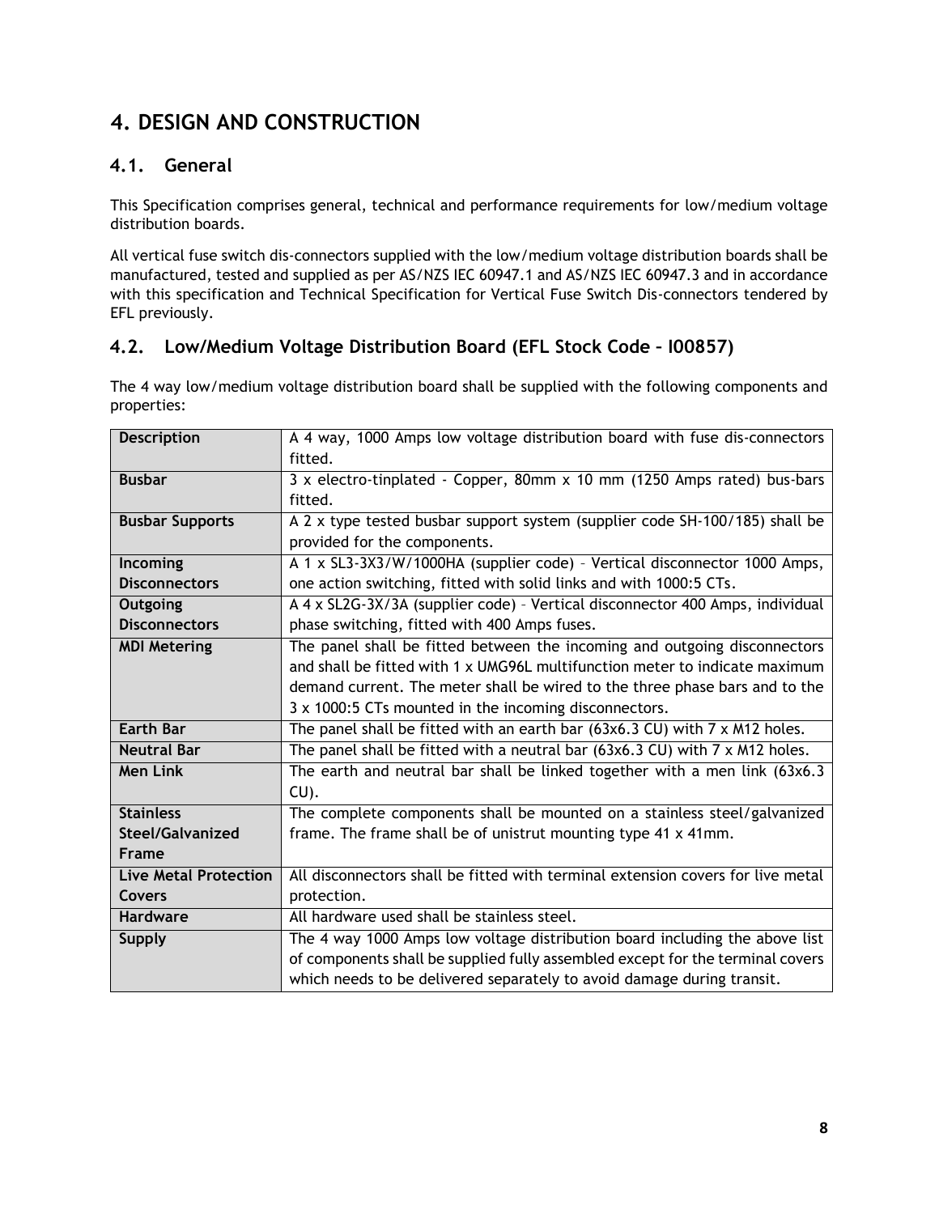# 4. DESIGN AND CONSTRUCTION

## 4.1. General

This Specification comprises general, technical and performance requirements for low/medium voltage distribution boards.

All vertical fuse switch dis-connectors supplied with the low/medium voltage distribution boards shall be manufactured, tested and supplied as per AS/NZS IEC 60947.1 and AS/NZS IEC 60947.3 and in accordance with this specification and Technical Specification for Vertical Fuse Switch Dis-connectors tendered by EFL previously.

## 4.2. Low/Medium Voltage Distribution Board (EFL Stock Code – I00857)

The 4 way low/medium voltage distribution board shall be supplied with the following components and properties:

| | |
|---|---|
| **Description** | A 4 way, 1000 Amps low voltage distribution board with fuse dis-connectors fitted. |
| **Busbar** | 3 x electro-tinplated - Copper, 80mm x 10 mm (1250 Amps rated) bus-bars fitted. |
| **Busbar Supports** | A 2 x type tested busbar support system (supplier code SH-100/185) shall be provided for the components. |
| **Incoming Disconnectors** | A 1 x SL3-3X3/W/1000HA (supplier code) – Vertical disconnector 1000 Amps, one action switching, fitted with solid links and with 1000:5 CTs. |
| **Outgoing Disconnectors** | A 4 x SL2G-3X/3A (supplier code) – Vertical disconnector 400 Amps, individual phase switching, fitted with 400 Amps fuses. |
| **MDI Metering** | The panel shall be fitted between the incoming and outgoing disconnectors and shall be fitted with 1 x UMG96L multifunction meter to indicate maximum demand current. The meter shall be wired to the three phase bars and to the 3 x 1000:5 CTs mounted in the incoming disconnectors. |
| **Earth Bar** | The panel shall be fitted with an earth bar (63x6.3 CU) with 7 x M12 holes. |
| **Neutral Bar** | The panel shall be fitted with a neutral bar (63x6.3 CU) with 7 x M12 holes. |
| **Men Link** | The earth and neutral bar shall be linked together with a men link (63x6.3 CU). |
| **Stainless Steel/Galvanized Frame** | The complete components shall be mounted on a stainless steel/galvanized frame. The frame shall be of unistrut mounting type 41 x 41mm. |
| **Live Metal Protection Covers** | All disconnectors shall be fitted with terminal extension covers for live metal protection. |
| **Hardware** | All hardware used shall be stainless steel. |
| **Supply** | The 4 way 1000 Amps low voltage distribution board including the above list of components shall be supplied fully assembled except for the terminal covers which needs to be delivered separately to avoid damage during transit. |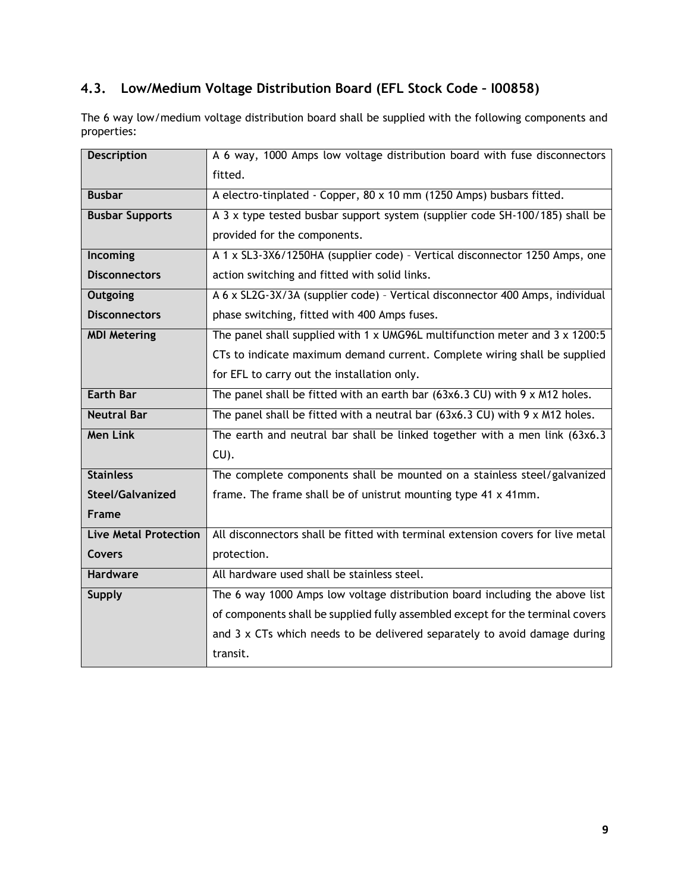## 4.3. Low/Medium Voltage Distribution Board (EFL Stock Code – I00858)

The 6 way low/medium voltage distribution board shall be supplied with the following components and properties:

| Description | A 6 way, 1000 Amps low voltage distribution board with fuse disconnectors fitted. |
|---|---|
| Busbar | A electro-tinplated - Copper, 80 x 10 mm (1250 Amps) busbars fitted. |
| Busbar Supports | A 3 x type tested busbar support system (supplier code SH-100/185) shall be provided for the components. |
| Incoming Disconnectors | A 1 x SL3-3X6/1250HA (supplier code) – Vertical disconnector 1250 Amps, one action switching and fitted with solid links. |
| Outgoing Disconnectors | A 6 x SL2G-3X/3A (supplier code) – Vertical disconnector 400 Amps, individual phase switching, fitted with 400 Amps fuses. |
| MDI Metering | The panel shall supplied with 1 x UMG96L multifunction meter and 3 x 1200:5 CTs to indicate maximum demand current. Complete wiring shall be supplied for EFL to carry out the installation only. |
| Earth Bar | The panel shall be fitted with an earth bar (63x6.3 CU) with 9 x M12 holes. |
| Neutral Bar | The panel shall be fitted with a neutral bar (63x6.3 CU) with 9 x M12 holes. |
| Men Link | The earth and neutral bar shall be linked together with a men link (63x6.3 CU). |
| Stainless Steel/Galvanized Frame | The complete components shall be mounted on a stainless steel/galvanized frame. The frame shall be of unistrut mounting type 41 x 41mm. |
| Live Metal Protection Covers | All disconnectors shall be fitted with terminal extension covers for live metal protection. |
| Hardware | All hardware used shall be stainless steel. |
| Supply | The 6 way 1000 Amps low voltage distribution board including the above list of components shall be supplied fully assembled except for the terminal covers and 3 x CTs which needs to be delivered separately to avoid damage during transit. |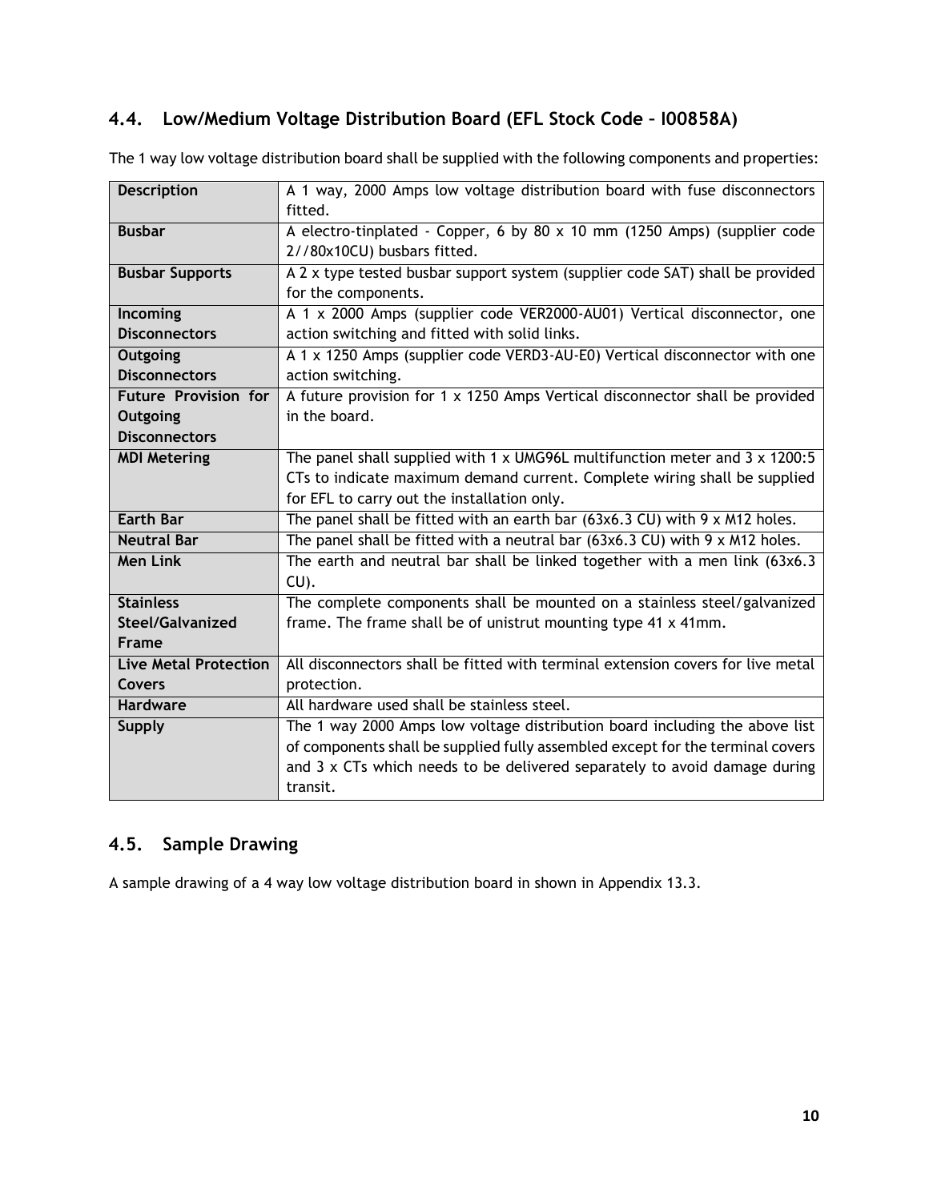## 4.4. Low/Medium Voltage Distribution Board (EFL Stock Code – I00858A)

The 1 way low voltage distribution board shall be supplied with the following components and properties:

| Description | A 1 way, 2000 Amps low voltage distribution board with fuse disconnectors fitted. |
|---|---|
| **Busbar** | A electro-tinplated - Copper, 6 by 80 x 10 mm (1250 Amps) (supplier code 2//80x10CU) busbars fitted. |
| **Busbar Supports** | A 2 x type tested busbar support system (supplier code SAT) shall be provided for the components. |
| **Incoming Disconnectors** | A 1 x 2000 Amps (supplier code VER2000-AU01) Vertical disconnector, one action switching and fitted with solid links. |
| **Outgoing Disconnectors** | A 1 x 1250 Amps (supplier code VERD3-AU-E0) Vertical disconnector with one action switching. |
| **Future Provision for Outgoing Disconnectors** | A future provision for 1 x 1250 Amps Vertical disconnector shall be provided in the board. |
| **MDI Metering** | The panel shall supplied with 1 x UMG96L multifunction meter and 3 x 1200:5 CTs to indicate maximum demand current. Complete wiring shall be supplied for EFL to carry out the installation only. |
| **Earth Bar** | The panel shall be fitted with an earth bar (63x6.3 CU) with 9 x M12 holes. |
| **Neutral Bar** | The panel shall be fitted with a neutral bar (63x6.3 CU) with 9 x M12 holes. |
| **Men Link** | The earth and neutral bar shall be linked together with a men link (63x6.3 CU). |
| **Stainless Steel/Galvanized Frame** | The complete components shall be mounted on a stainless steel/galvanized frame. The frame shall be of unistrut mounting type 41 x 41mm. |
| **Live Metal Protection Covers** | All disconnectors shall be fitted with terminal extension covers for live metal protection. |
| **Hardware** | All hardware used shall be stainless steel. |
| **Supply** | The 1 way 2000 Amps low voltage distribution board including the above list of components shall be supplied fully assembled except for the terminal covers and 3 x CTs which needs to be delivered separately to avoid damage during transit. |

## 4.5. Sample Drawing

A sample drawing of a 4 way low voltage distribution board in shown in Appendix 13.3.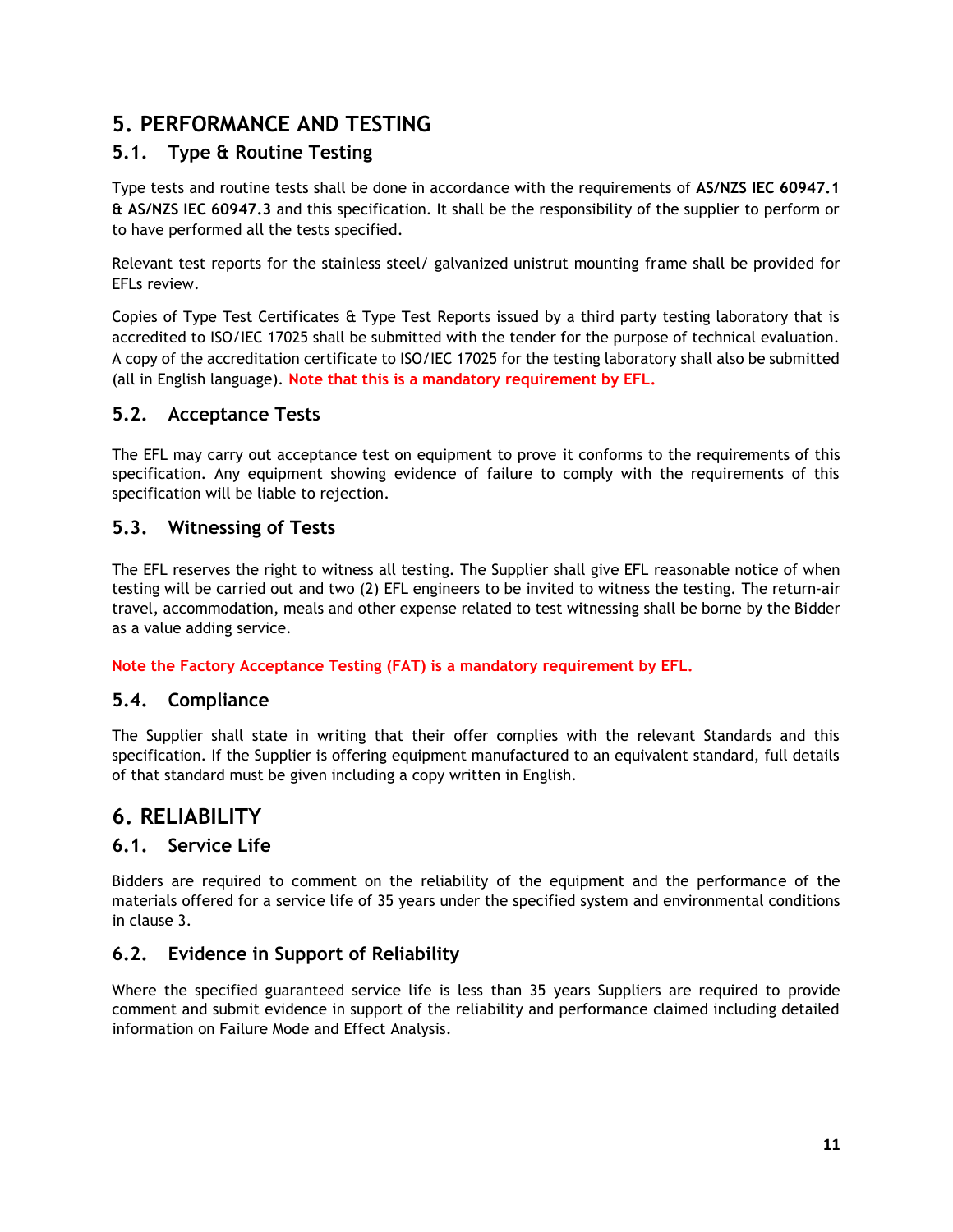## 5. PERFORMANCE AND TESTING

### 5.1. Type & Routine Testing

Type tests and routine tests shall be done in accordance with the requirements of **AS/NZS IEC 60947.1 & AS/NZS IEC 60947.3** and this specification. It shall be the responsibility of the supplier to perform or to have performed all the tests specified.

Relevant test reports for the stainless steel/ galvanized unistrut mounting frame shall be provided for EFLs review.

Copies of Type Test Certificates & Type Test Reports issued by a third party testing laboratory that is accredited to ISO/IEC 17025 shall be submitted with the tender for the purpose of technical evaluation. A copy of the accreditation certificate to ISO/IEC 17025 for the testing laboratory shall also be submitted (all in English language). **Note that this is a mandatory requirement by EFL.**

### 5.2. Acceptance Tests

The EFL may carry out acceptance test on equipment to prove it conforms to the requirements of this specification. Any equipment showing evidence of failure to comply with the requirements of this specification will be liable to rejection.

### 5.3. Witnessing of Tests

The EFL reserves the right to witness all testing. The Supplier shall give EFL reasonable notice of when testing will be carried out and two (2) EFL engineers to be invited to witness the testing. The return-air travel, accommodation, meals and other expense related to test witnessing shall be borne by the Bidder as a value adding service.

**Note the Factory Acceptance Testing (FAT) is a mandatory requirement by EFL.**

### 5.4. Compliance

The Supplier shall state in writing that their offer complies with the relevant Standards and this specification. If the Supplier is offering equipment manufactured to an equivalent standard, full details of that standard must be given including a copy written in English.

## 6. RELIABILITY

### 6.1. Service Life

Bidders are required to comment on the reliability of the equipment and the performance of the materials offered for a service life of 35 years under the specified system and environmental conditions in clause 3.

### 6.2. Evidence in Support of Reliability

Where the specified guaranteed service life is less than 35 years Suppliers are required to provide comment and submit evidence in support of the reliability and performance claimed including detailed information on Failure Mode and Effect Analysis.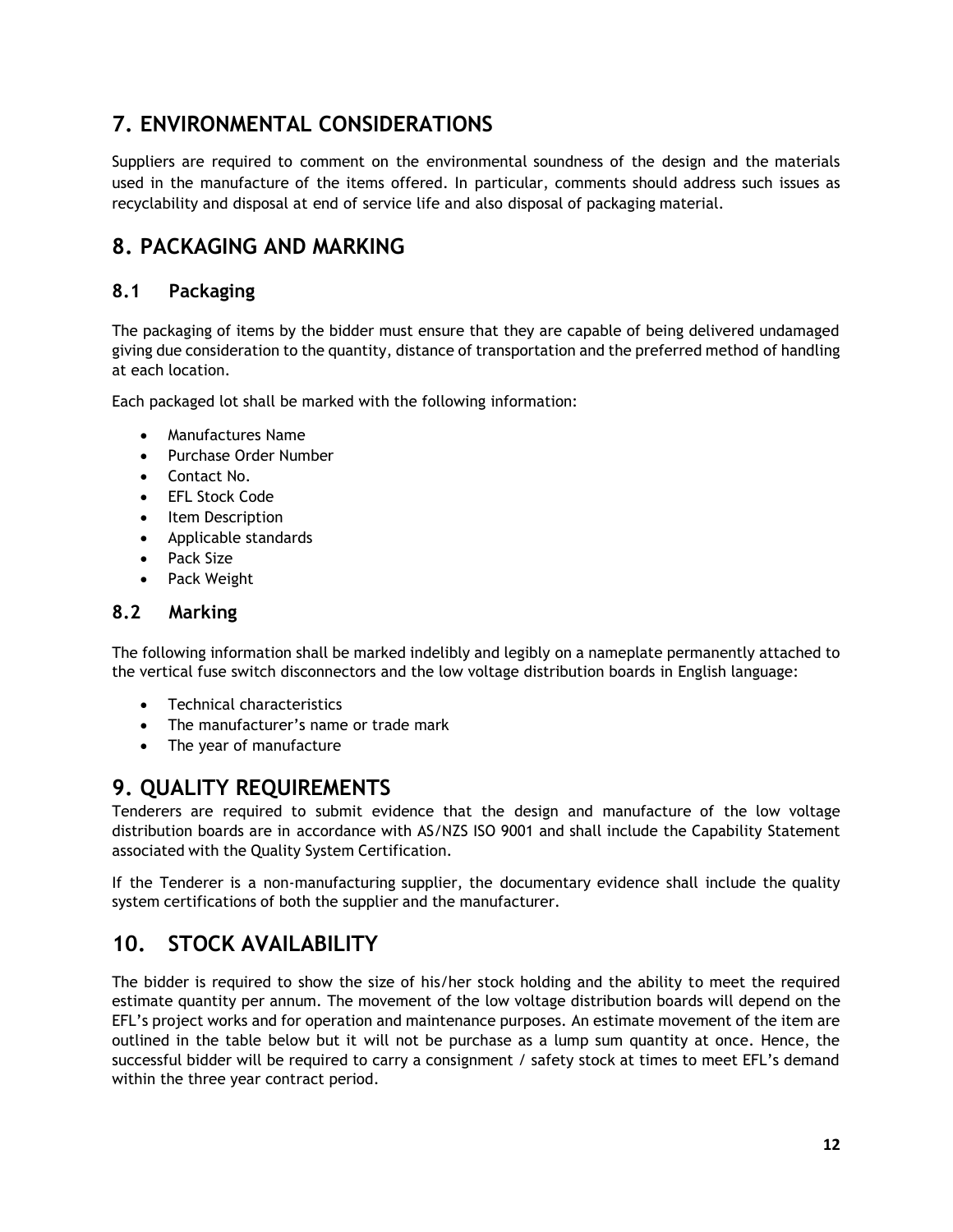# 7. ENVIRONMENTAL CONSIDERATIONS

Suppliers are required to comment on the environmental soundness of the design and the materials used in the manufacture of the items offered. In particular, comments should address such issues as recyclability and disposal at end of service life and also disposal of packaging material.

# 8. PACKAGING AND MARKING

## 8.1 Packaging

The packaging of items by the bidder must ensure that they are capable of being delivered undamaged giving due consideration to the quantity, distance of transportation and the preferred method of handling at each location.

Each packaged lot shall be marked with the following information:

- Manufactures Name
- Purchase Order Number
- Contact No.
- EFL Stock Code
- Item Description
- Applicable standards
- Pack Size
- Pack Weight

## 8.2 Marking

The following information shall be marked indelibly and legibly on a nameplate permanently attached to the vertical fuse switch disconnectors and the low voltage distribution boards in English language:

- Technical characteristics
- The manufacturer's name or trade mark
- The year of manufacture

# 9. QUALITY REQUIREMENTS

Tenderers are required to submit evidence that the design and manufacture of the low voltage distribution boards are in accordance with AS/NZS ISO 9001 and shall include the Capability Statement associated with the Quality System Certification.

If the Tenderer is a non-manufacturing supplier, the documentary evidence shall include the quality system certifications of both the supplier and the manufacturer.

# 10. STOCK AVAILABILITY

The bidder is required to show the size of his/her stock holding and the ability to meet the required estimate quantity per annum. The movement of the low voltage distribution boards will depend on the EFL's project works and for operation and maintenance purposes. An estimate movement of the item are outlined in the table below but it will not be purchase as a lump sum quantity at once. Hence, the successful bidder will be required to carry a consignment / safety stock at times to meet EFL's demand within the three year contract period.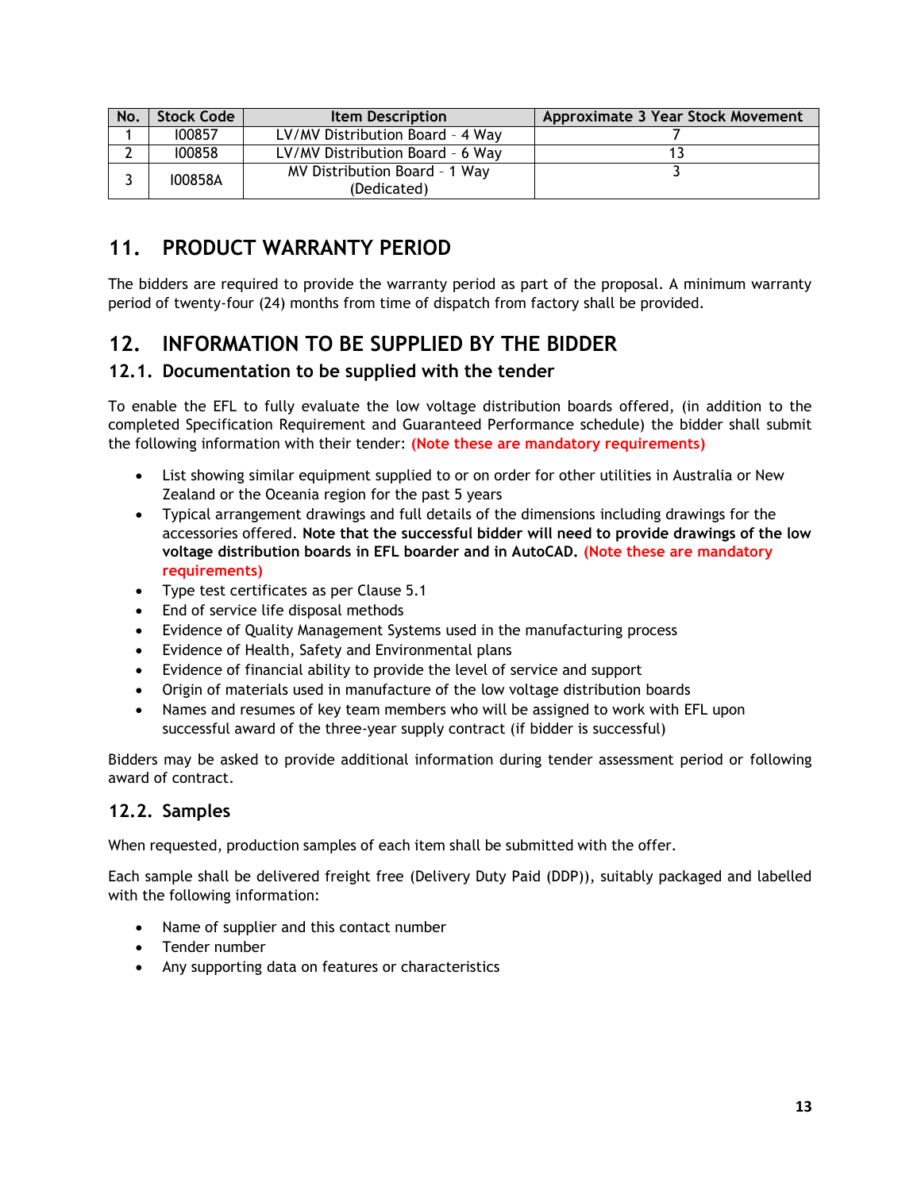| No. | Stock Code | Item Description | Approximate 3 Year Stock Movement |
|---|---|---|---|
| 1 | I00857 | LV/MV Distribution Board - 4 Way | 7 |
| 2 | I00858 | LV/MV Distribution Board - 6 Way | 13 |
| 3 | I00858A | MV Distribution Board - 1 Way (Dedicated) | 3 |

## 11. PRODUCT WARRANTY PERIOD

The bidders are required to provide the warranty period as part of the proposal. A minimum warranty period of twenty-four (24) months from time of dispatch from factory shall be provided.

## 12. INFORMATION TO BE SUPPLIED BY THE BIDDER

### 12.1. Documentation to be supplied with the tender

To enable the EFL to fully evaluate the low voltage distribution boards offered, (in addition to the completed Specification Requirement and Guaranteed Performance schedule) the bidder shall submit the following information with their tender: **(Note these are mandatory requirements)**

- List showing similar equipment supplied to or on order for other utilities in Australia or New Zealand or the Oceania region for the past 5 years
- Typical arrangement drawings and full details of the dimensions including drawings for the accessories offered. **Note that the successful bidder will need to provide drawings of the low voltage distribution boards in EFL boarder and in AutoCAD. (Note these are mandatory requirements)**
- Type test certificates as per Clause 5.1
- End of service life disposal methods
- Evidence of Quality Management Systems used in the manufacturing process
- Evidence of Health, Safety and Environmental plans
- Evidence of financial ability to provide the level of service and support
- Origin of materials used in manufacture of the low voltage distribution boards
- Names and resumes of key team members who will be assigned to work with EFL upon successful award of the three-year supply contract (if bidder is successful)

Bidders may be asked to provide additional information during tender assessment period or following award of contract.

### 12.2. Samples

When requested, production samples of each item shall be submitted with the offer.

Each sample shall be delivered freight free (Delivery Duty Paid (DDP)), suitably packaged and labelled with the following information:

- Name of supplier and this contact number
- Tender number
- Any supporting data on features or characteristics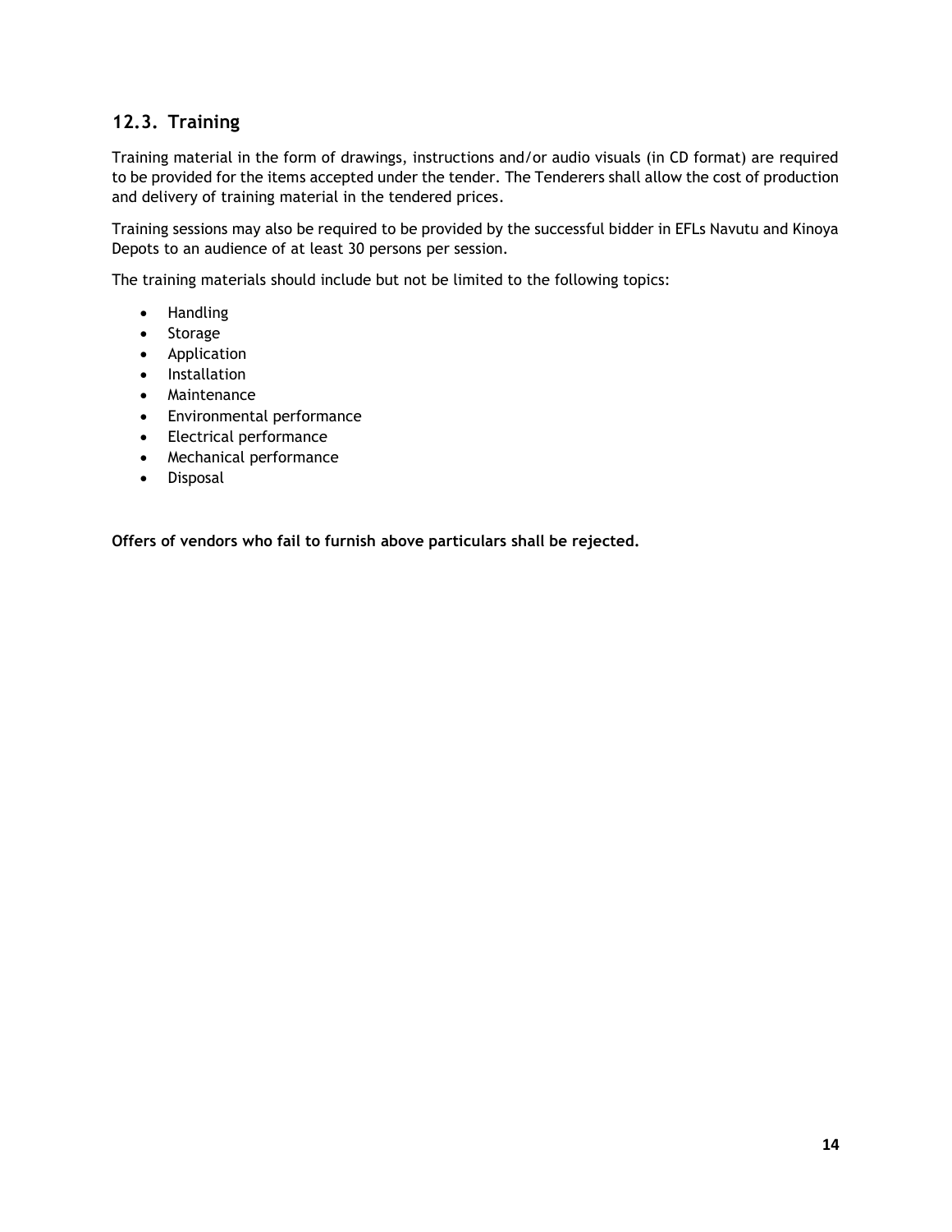## 12.3. Training

Training material in the form of drawings, instructions and/or audio visuals (in CD format) are required to be provided for the items accepted under the tender. The Tenderers shall allow the cost of production and delivery of training material in the tendered prices.

Training sessions may also be required to be provided by the successful bidder in EFLs Navutu and Kinoya Depots to an audience of at least 30 persons per session.

The training materials should include but not be limited to the following topics:

- Handling
- Storage
- Application
- Installation
- Maintenance
- Environmental performance
- Electrical performance
- Mechanical performance
- Disposal

**Offers of vendors who fail to furnish above particulars shall be rejected.**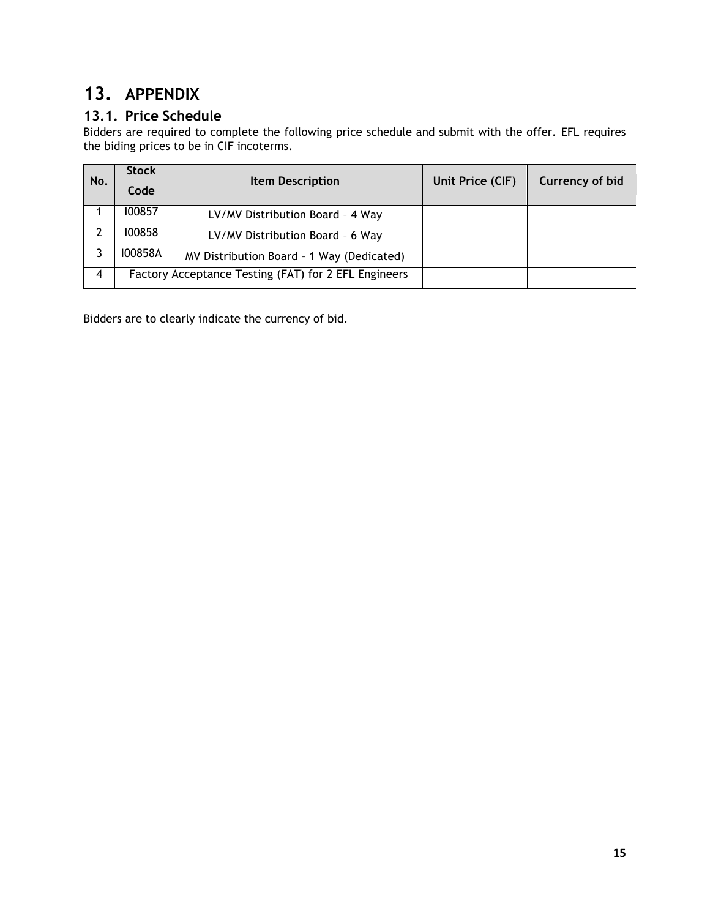# 13. APPENDIX

## 13.1. Price Schedule

Bidders are required to complete the following price schedule and submit with the offer. EFL requires the biding prices to be in CIF incoterms.

| No. | Stock Code | Item Description | Unit Price (CIF) | Currency of bid |
|---|---|---|---|---|
| 1 | I00857 | LV/MV Distribution Board – 4 Way | | |
| 2 | I00858 | LV/MV Distribution Board – 6 Way | | |
| 3 | I00858A | MV Distribution Board – 1 Way (Dedicated) | | |
| 4 | Factory Acceptance Testing (FAT) for 2 EFL Engineers | | | |

Bidders are to clearly indicate the currency of bid.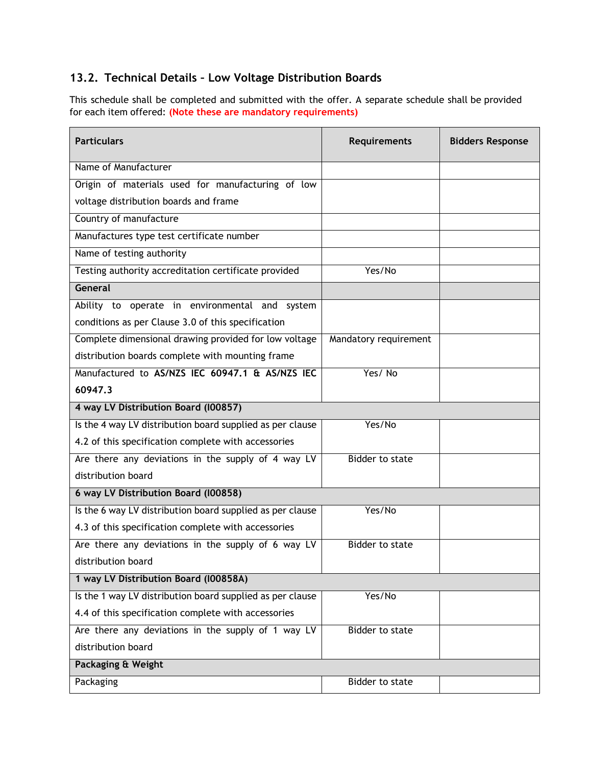## 13.2. Technical Details – Low Voltage Distribution Boards

This schedule shall be completed and submitted with the offer. A separate schedule shall be provided for each item offered: **(Note these are mandatory requirements)**

| **Particulars** | **Requirements** | **Bidders Response** |
|---|---|---|
| Name of Manufacturer | | |
| Origin of materials used for manufacturing of low voltage distribution boards and frame | | |
| Country of manufacture | | |
| Manufactures type test certificate number | | |
| Name of testing authority | | |
| Testing authority accreditation certificate provided | Yes/No | |
| **General** | | |
| Ability to operate in environmental and system conditions as per Clause 3.0 of this specification | | |
| Complete dimensional drawing provided for low voltage distribution boards complete with mounting frame | Mandatory requirement | |
| Manufactured to **AS/NZS IEC 60947.1 & AS/NZS IEC 60947.3** | Yes/ No | |
| **4 way LV Distribution Board (I00857)** | | |
| Is the 4 way LV distribution board supplied as per clause 4.2 of this specification complete with accessories | Yes/No | |
| Are there any deviations in the supply of 4 way LV distribution board | Bidder to state | |
| **6 way LV Distribution Board (I00858)** | | |
| Is the 6 way LV distribution board supplied as per clause 4.3 of this specification complete with accessories | Yes/No | |
| Are there any deviations in the supply of 6 way LV distribution board | Bidder to state | |
| **1 way LV Distribution Board (I00858A)** | | |
| Is the 1 way LV distribution board supplied as per clause 4.4 of this specification complete with accessories | Yes/No | |
| Are there any deviations in the supply of 1 way LV distribution board | Bidder to state | |
| **Packaging & Weight** | | |
| Packaging | Bidder to state | |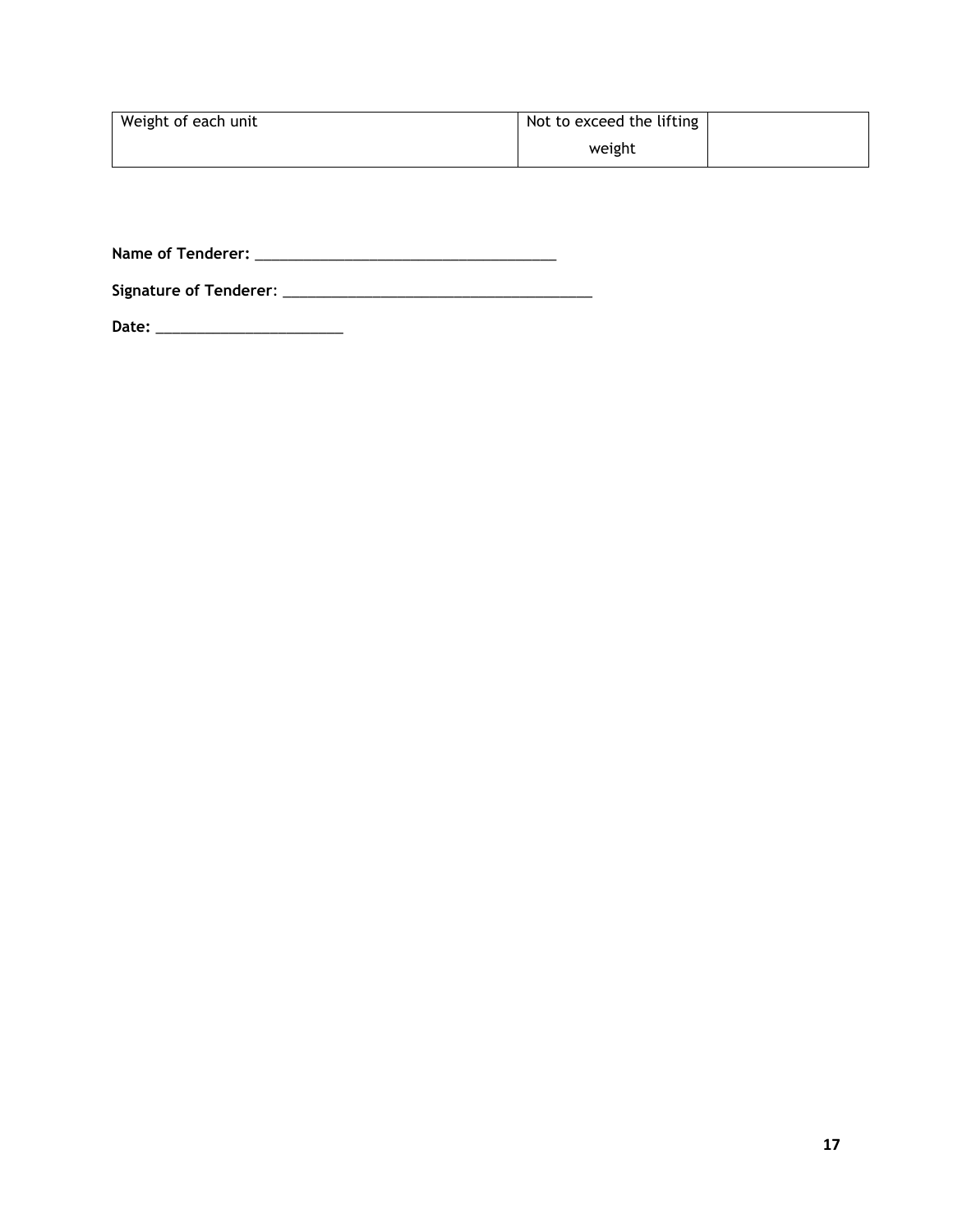| Weight of each unit | Not to exceed the lifting weight | |
|---|---|---|

**Name of Tenderer:** ______________________________________

**Signature of Tenderer**: ______________________________________

**Date:** ________________________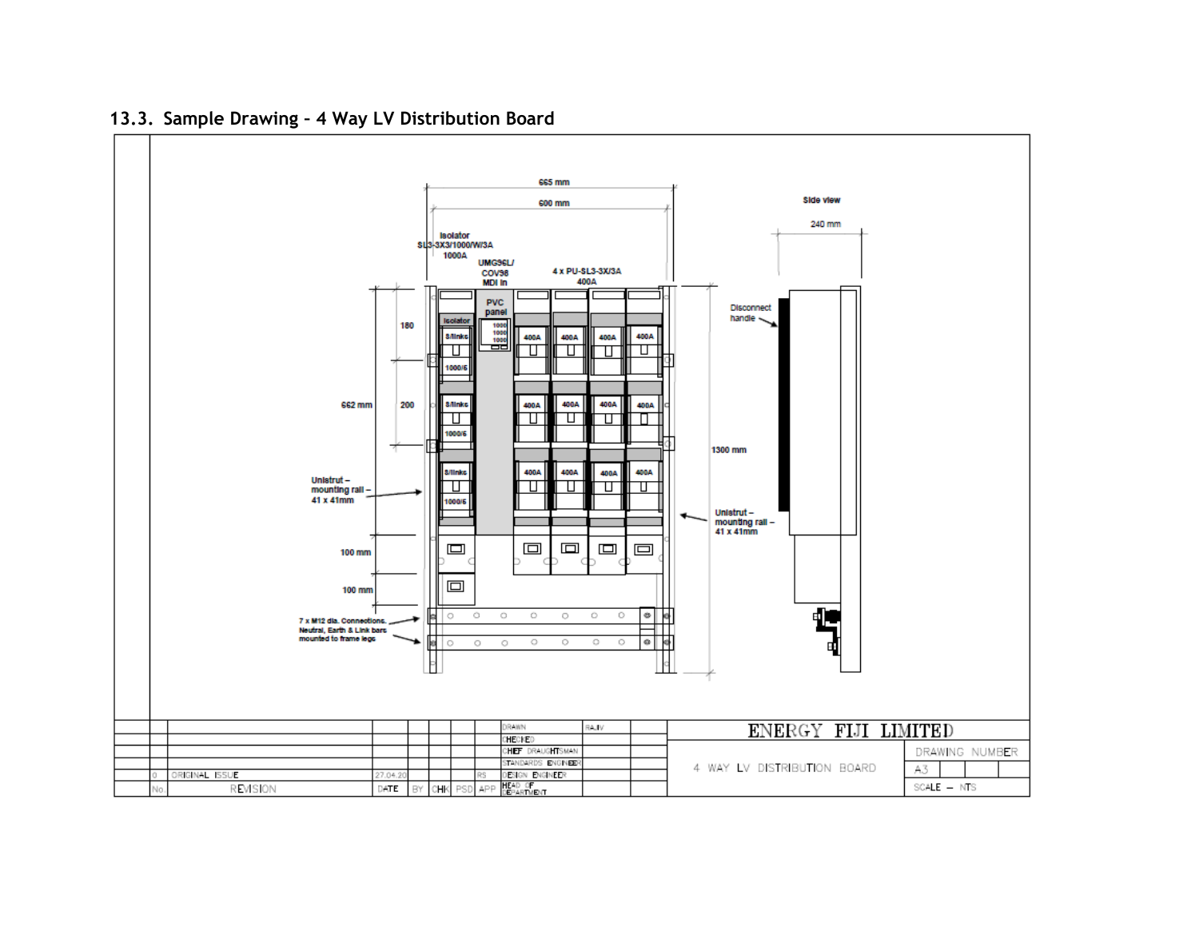## 13.3. Sample Drawing – 4 Way LV Distribution Board

665 mm

600 mm

Isolator
SL3-3X3/1000/W/3A
1000A

UMG96L/
COV98
MDI in

4 x PU-SL3-3X/3A
400A

Side view

240 mm

PVC panel

Isolator

S/links

1000/5

180

200

662 mm

400A

Disconnect handle

1300 mm

Unistrut – mounting rail – 41 x 41mm

Unistrut – mounting rail – 41 x 41mm

100 mm

100 mm

7 x M12 dia. Connections. Neutral, Earth & Link bars mounted to frame legs

| | | | | | | | | DRAWN | RAJIV | | ENERGY FIJI LIMITED |
|---|---|---|---|---|---|---|---|---|---|---|---|
| | | | | | | | | CHECKED | | | |
| | | | | | | | | CHIEF DRAUGHTSMAN | | | DRAWING NUMBER |
| | | | | | | | | STANDARDS ENGINEER | | | 4 WAY LV DISTRIBUTION BOARD |
| 0 | ORIGINAL ISSUE | 27.04.20 | | | | RS | | DESIGN ENGINEER | | | A3 |
| No. | REVISION | DATE | BY | CHK | PSD | APP | | HEAD OF DEPARTMENT | | | SCALE – NTS |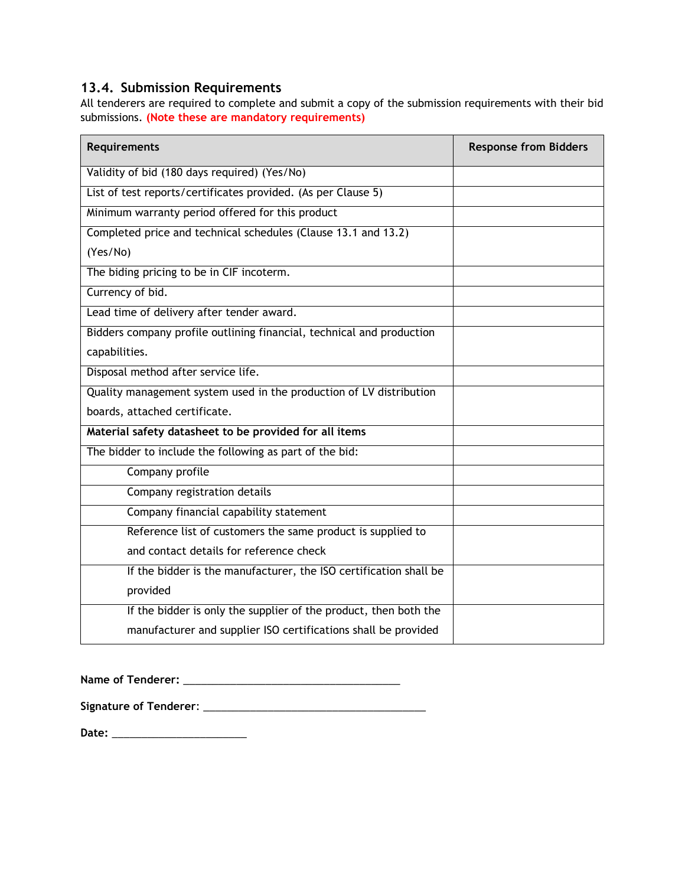### 13.4. Submission Requirements

All tenderers are required to complete and submit a copy of the submission requirements with their bid submissions. **(Note these are mandatory requirements)**

| Requirements | Response from Bidders |
|---|---|
| Validity of bid (180 days required) (Yes/No) | |
| List of test reports/certificates provided. (As per Clause 5) | |
| Minimum warranty period offered for this product | |
| Completed price and technical schedules (Clause 13.1 and 13.2) (Yes/No) | |
| The biding pricing to be in CIF incoterm. | |
| Currency of bid. | |
| Lead time of delivery after tender award. | |
| Bidders company profile outlining financial, technical and production capabilities. | |
| Disposal method after service life. | |
| Quality management system used in the production of LV distribution boards, attached certificate. | |
| **Material safety datasheet to be provided for all items** | |
| The bidder to include the following as part of the bid: | |
| Company profile | |
| Company registration details | |
| Company financial capability statement | |
| Reference list of customers the same product is supplied to and contact details for reference check | |
| If the bidder is the manufacturer, the ISO certification shall be provided | |
| If the bidder is only the supplier of the product, then both the manufacturer and supplier ISO certifications shall be provided | |

**Name of Tenderer:** ______________________________________

**Signature of Tenderer:** ______________________________________

**Date:** ________________________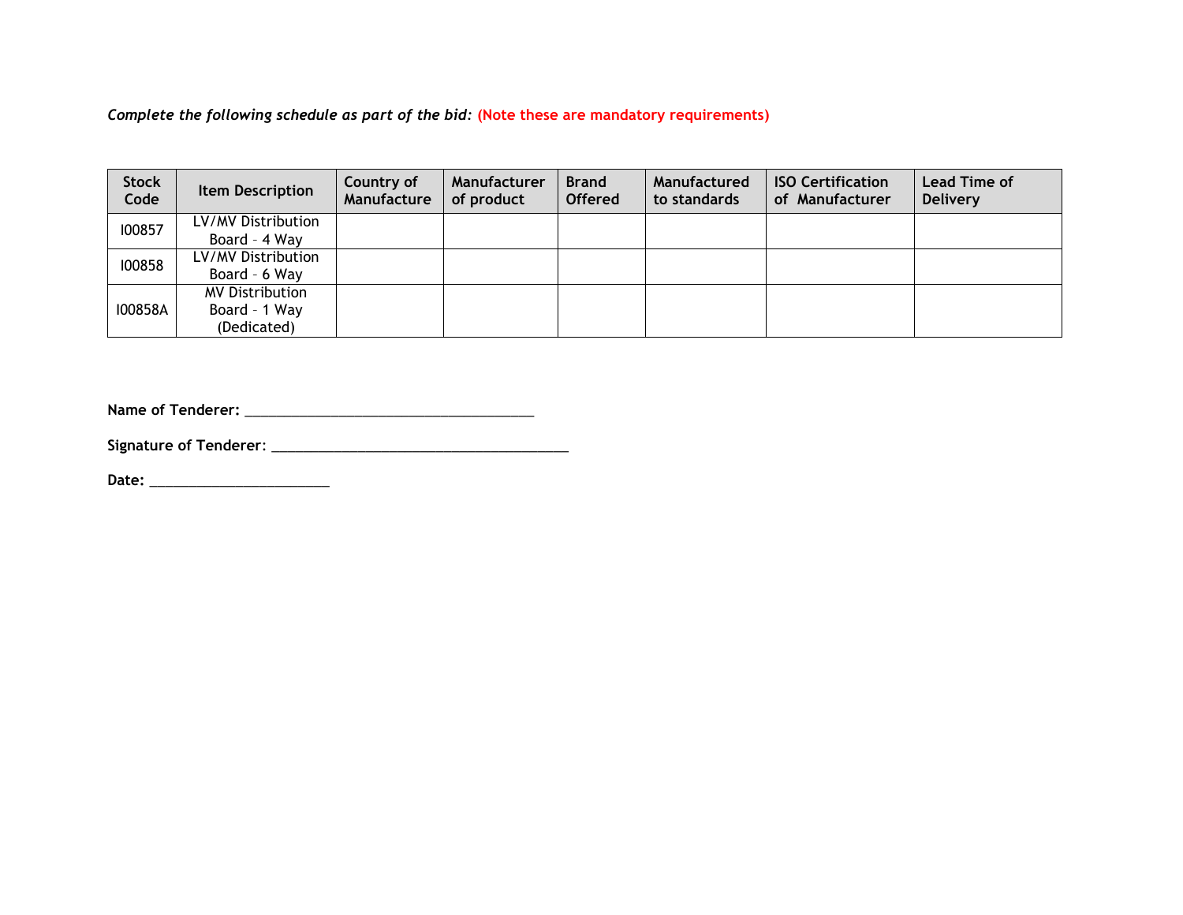*Complete the following schedule as part of the bid:* **(Note these are mandatory requirements)**

| Stock Code | Item Description | Country of Manufacture | Manufacturer of product | Brand Offered | Manufactured to standards | ISO Certification of Manufacturer | Lead Time of Delivery |
|---|---|---|---|---|---|---|---|
| I00857 | LV/MV Distribution Board – 4 Way | | | | | | |
| I00858 | LV/MV Distribution Board – 6 Way | | | | | | |
| I00858A | MV Distribution Board – 1 Way (Dedicated) | | | | | | |

**Name of Tenderer:** ____________________________________

**Signature of Tenderer:** ______________________________________

**Date:** _______________________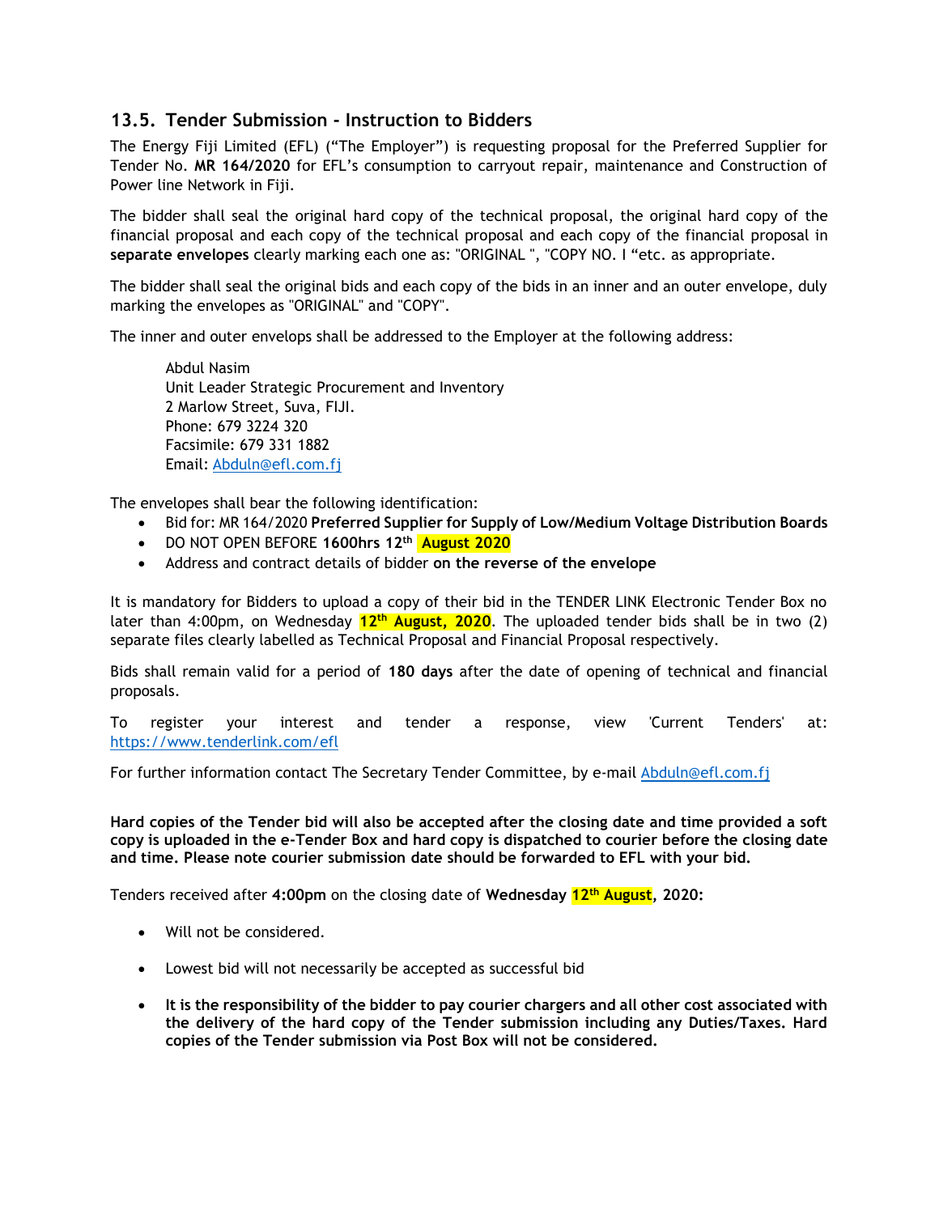## 13.5. Tender Submission - Instruction to Bidders

The Energy Fiji Limited (EFL) ("The Employer") is requesting proposal for the Preferred Supplier for Tender No. **MR 164/2020** for EFL's consumption to carryout repair, maintenance and Construction of Power line Network in Fiji.

The bidder shall seal the original hard copy of the technical proposal, the original hard copy of the financial proposal and each copy of the technical proposal and each copy of the financial proposal in **separate envelopes** clearly marking each one as: "ORIGINAL ", "COPY NO. I "etc. as appropriate.

The bidder shall seal the original bids and each copy of the bids in an inner and an outer envelope, duly marking the envelopes as "ORIGINAL" and "COPY".

The inner and outer envelops shall be addressed to the Employer at the following address:

> Abdul Nasim
> Unit Leader Strategic Procurement and Inventory
> 2 Marlow Street, Suva, FIJI.
> Phone: 679 3224 320
> Facsimile: 679 331 1882
> Email: Abduln@efl.com.fj

The envelopes shall bear the following identification:

- Bid for: MR 164/2020 **Preferred Supplier for Supply of Low/Medium Voltage Distribution Boards**
- DO NOT OPEN BEFORE **1600hrs 12th August 2020**
- Address and contract details of bidder **on the reverse of the envelope**

It is mandatory for Bidders to upload a copy of their bid in the TENDER LINK Electronic Tender Box no later than 4:00pm, on Wednesday **12th August, 2020**. The uploaded tender bids shall be in two (2) separate files clearly labelled as Technical Proposal and Financial Proposal respectively.

Bids shall remain valid for a period of **180 days** after the date of opening of technical and financial proposals.

To register your interest and tender a response, view 'Current Tenders' at: https://www.tenderlink.com/efl

For further information contact The Secretary Tender Committee, by e-mail Abduln@efl.com.fj

**Hard copies of the Tender bid will also be accepted after the closing date and time provided a soft copy is uploaded in the e-Tender Box and hard copy is dispatched to courier before the closing date and time. Please note courier submission date should be forwarded to EFL with your bid.**

Tenders received after **4:00pm** on the closing date of **Wednesday 12th August, 2020:**

- Will not be considered.
- Lowest bid will not necessarily be accepted as successful bid
- **It is the responsibility of the bidder to pay courier chargers and all other cost associated with the delivery of the hard copy of the Tender submission including any Duties/Taxes. Hard copies of the Tender submission via Post Box will not be considered.**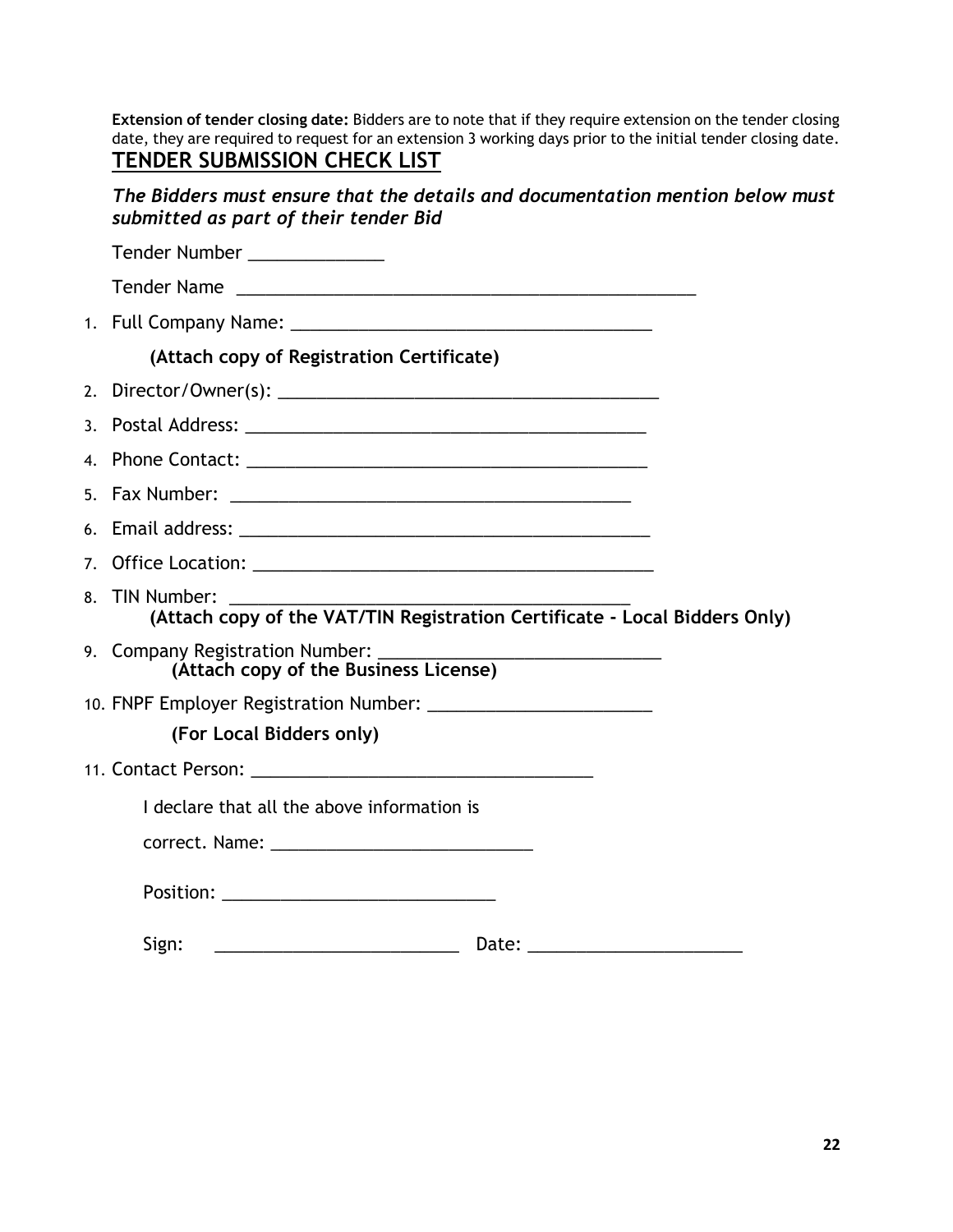**Extension of tender closing date:** Bidders are to note that if they require extension on the tender closing date, they are required to request for an extension 3 working days prior to the initial tender closing date.

## TENDER SUBMISSION CHECK LIST

***The Bidders must ensure that the details and documentation mention below must submitted as part of their tender Bid***

Tender Number ______________

Tender Name ________________________________________________

1. Full Company Name: _____________________________________

   **(Attach copy of Registration Certificate)**

2. Director/Owner(s): _______________________________________
3. Postal Address: __________________________________________
4. Phone Contact: __________________________________________
5. Fax Number: ___________________________________________
6. Email address: __________________________________________
7. Office Location: _________________________________________
8. TIN Number: ___________________________________________
   **(Attach copy of the VAT/TIN Registration Certificate - Local Bidders Only)**
9. Company Registration Number: _____________________________
   **(Attach copy of the Business License)**
10. FNPF Employer Registration Number: _______________________

    **(For Local Bidders only)**

11. Contact Person: ____________________________________

I declare that all the above information is

correct. Name: ____________________________

Position: ____________________________

Sign: __________________________ Date: ______________________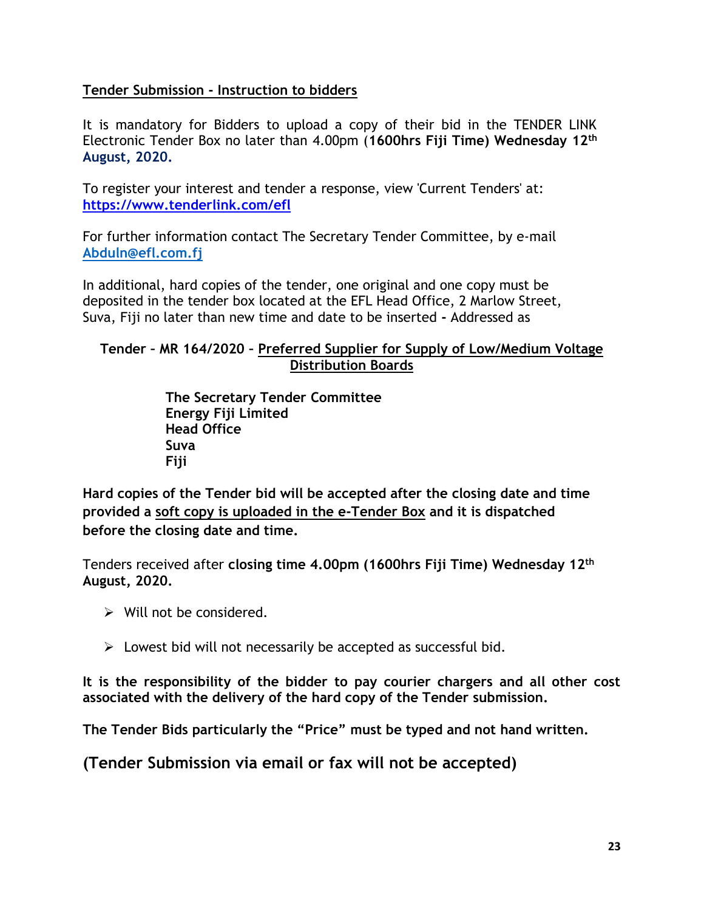**Tender Submission - Instruction to bidders**

It is mandatory for Bidders to upload a copy of their bid in the TENDER LINK Electronic Tender Box no later than 4.00pm (**1600hrs Fiji Time) Wednesday 12th August, 2020.**

To register your interest and tender a response, view 'Current Tenders' at: [https://www.tenderlink.com/efl](https://www.tenderlink.com/efl)

For further information contact The Secretary Tender Committee, by e-mail [Abduln@efl.com.fj](mailto:Abduln@efl.com.fj)

In additional, hard copies of the tender, one original and one copy must be deposited in the tender box located at the EFL Head Office, 2 Marlow Street, Suva, Fiji no later than new time and date to be inserted **-** Addressed as

**Tender – MR 164/2020 – Preferred Supplier for Supply of Low/Medium Voltage Distribution Boards**

**The Secretary Tender Committee**
**Energy Fiji Limited**
**Head Office**
**Suva**
**Fiji**

**Hard copies of the Tender bid will be accepted after the closing date and time provided a soft copy is uploaded in the e-Tender Box and it is dispatched before the closing date and time.**

Tenders received after **closing time 4.00pm (1600hrs Fiji Time) Wednesday 12th August, 2020.**

- Will not be considered.
- Lowest bid will not necessarily be accepted as successful bid.

**It is the responsibility of the bidder to pay courier chargers and all other cost associated with the delivery of the hard copy of the Tender submission.**

**The Tender Bids particularly the "Price" must be typed and not hand written.**

**(Tender Submission via email or fax will not be accepted)**